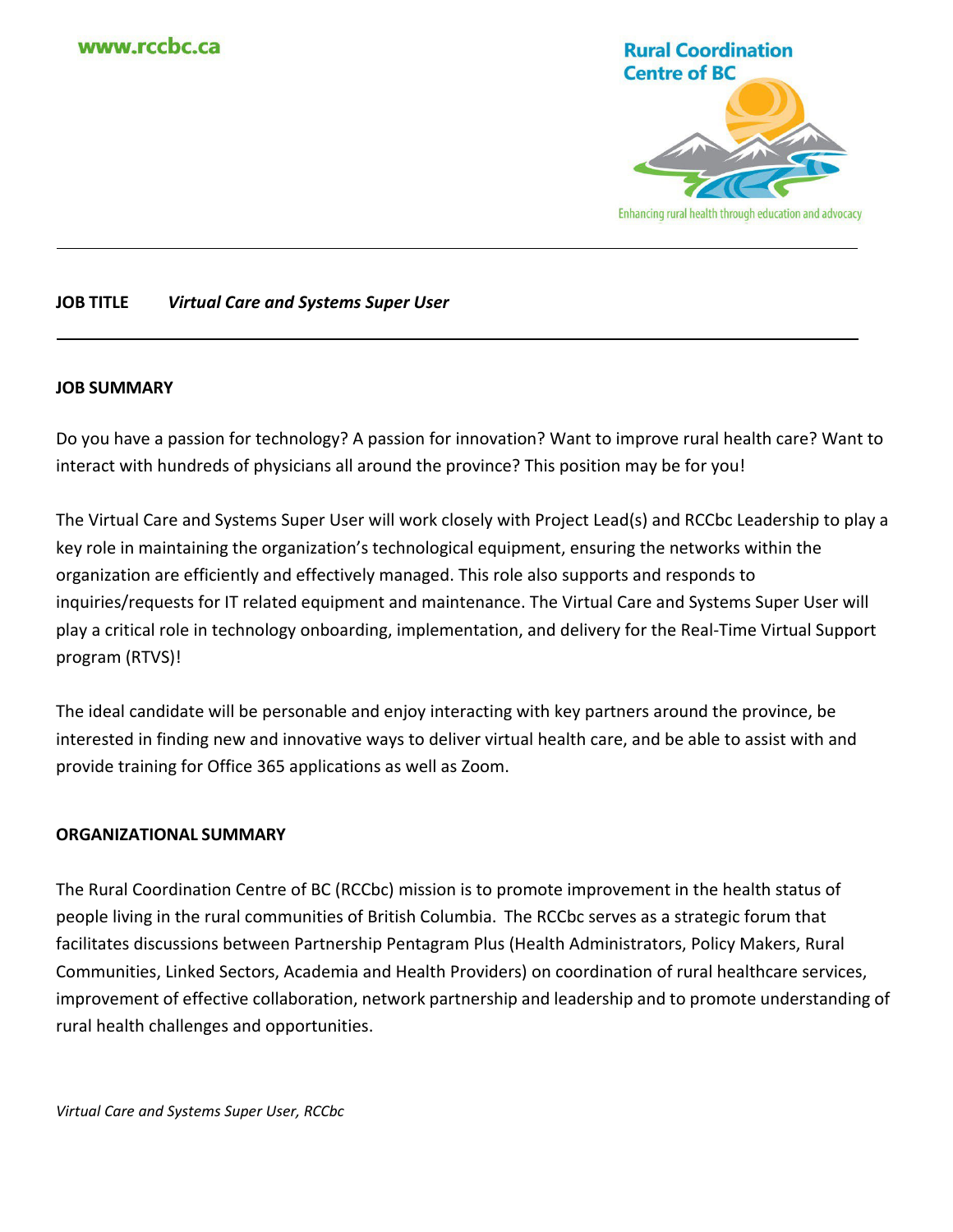www.rccbc.ca

Rural Coordination Centre of BC

Enhancing rural health through education and advocacy

---

**JOB TITLE** ***Virtual Care and Systems Super User***

---

**JOB SUMMARY**

Do you have a passion for technology? A passion for innovation? Want to improve rural health care? Want to interact with hundreds of physicians all around the province? This position may be for you!

The Virtual Care and Systems Super User will work closely with Project Lead(s) and RCCbc Leadership to play a key role in maintaining the organization's technological equipment, ensuring the networks within the organization are efficiently and effectively managed. This role also supports and responds to inquiries/requests for IT related equipment and maintenance. The Virtual Care and Systems Super User will play a critical role in technology onboarding, implementation, and delivery for the Real-Time Virtual Support program (RTVS)!

The ideal candidate will be personable and enjoy interacting with key partners around the province, be interested in finding new and innovative ways to deliver virtual health care, and be able to assist with and provide training for Office 365 applications as well as Zoom.

**ORGANIZATIONAL SUMMARY**

The Rural Coordination Centre of BC (RCCbc) mission is to promote improvement in the health status of people living in the rural communities of British Columbia. The RCCbc serves as a strategic forum that facilitates discussions between Partnership Pentagram Plus (Health Administrators, Policy Makers, Rural Communities, Linked Sectors, Academia and Health Providers) on coordination of rural healthcare services, improvement of effective collaboration, network partnership and leadership and to promote understanding of rural health challenges and opportunities.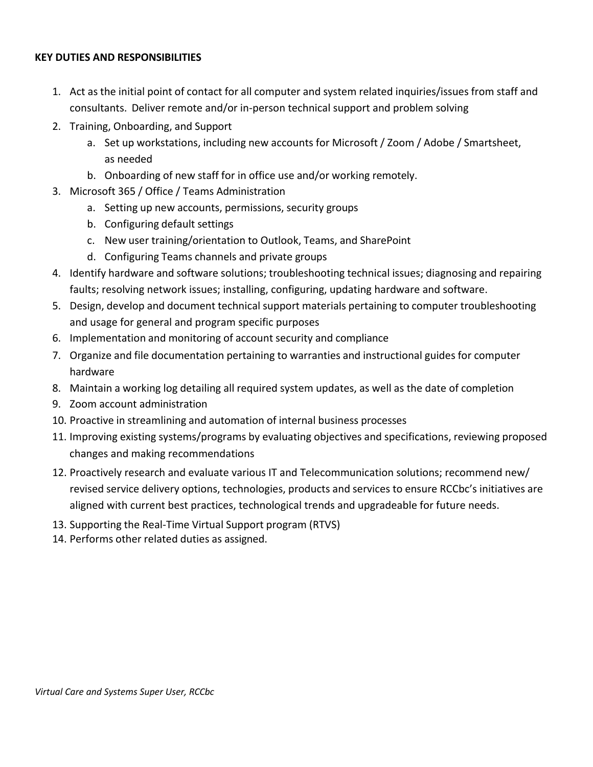**KEY DUTIES AND RESPONSIBILITIES**

1. Act as the initial point of contact for all computer and system related inquiries/issues from staff and consultants. Deliver remote and/or in-person technical support and problem solving
2. Training, Onboarding, and Support
   a. Set up workstations, including new accounts for Microsoft / Zoom / Adobe / Smartsheet, as needed
   b. Onboarding of new staff for in office use and/or working remotely.
3. Microsoft 365 / Office / Teams Administration
   a. Setting up new accounts, permissions, security groups
   b. Configuring default settings
   c. New user training/orientation to Outlook, Teams, and SharePoint
   d. Configuring Teams channels and private groups
4. Identify hardware and software solutions; troubleshooting technical issues; diagnosing and repairing faults; resolving network issues; installing, configuring, updating hardware and software.
5. Design, develop and document technical support materials pertaining to computer troubleshooting and usage for general and program specific purposes
6. Implementation and monitoring of account security and compliance
7. Organize and file documentation pertaining to warranties and instructional guides for computer hardware
8. Maintain a working log detailing all required system updates, as well as the date of completion
9. Zoom account administration
10. Proactive in streamlining and automation of internal business processes
11. Improving existing systems/programs by evaluating objectives and specifications, reviewing proposed changes and making recommendations
12. Proactively research and evaluate various IT and Telecommunication solutions; recommend new/ revised service delivery options, technologies, products and services to ensure RCCbc's initiatives are aligned with current best practices, technological trends and upgradeable for future needs.
13. Supporting the Real-Time Virtual Support program (RTVS)
14. Performs other related duties as assigned.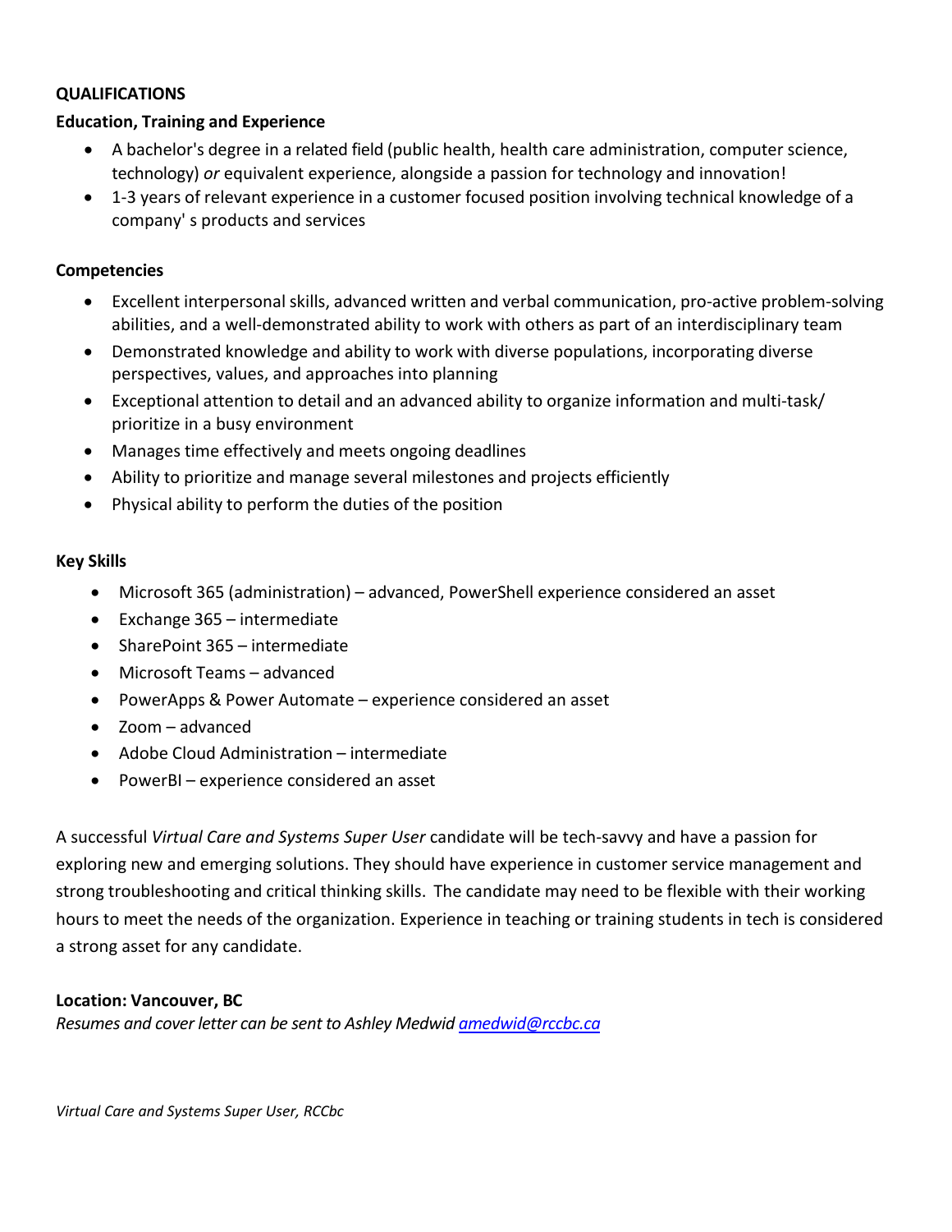**QUALIFICATIONS**

**Education, Training and Experience**

- A bachelor's degree in a related field (public health, health care administration, computer science, technology) *or* equivalent experience, alongside a passion for technology and innovation!
- 1-3 years of relevant experience in a customer focused position involving technical knowledge of a company' s products and services

**Competencies**

- Excellent interpersonal skills, advanced written and verbal communication, pro-active problem-solving abilities, and a well-demonstrated ability to work with others as part of an interdisciplinary team
- Demonstrated knowledge and ability to work with diverse populations, incorporating diverse perspectives, values, and approaches into planning
- Exceptional attention to detail and an advanced ability to organize information and multi-task/ prioritize in a busy environment
- Manages time effectively and meets ongoing deadlines
- Ability to prioritize and manage several milestones and projects efficiently
- Physical ability to perform the duties of the position

**Key Skills**

- Microsoft 365 (administration) – advanced, PowerShell experience considered an asset
- Exchange 365 – intermediate
- SharePoint 365 – intermediate
- Microsoft Teams – advanced
- PowerApps & Power Automate – experience considered an asset
- Zoom – advanced
- Adobe Cloud Administration – intermediate
- PowerBI – experience considered an asset

A successful *Virtual Care and Systems Super User* candidate will be tech-savvy and have a passion for exploring new and emerging solutions. They should have experience in customer service management and strong troubleshooting and critical thinking skills. The candidate may need to be flexible with their working hours to meet the needs of the organization. Experience in teaching or training students in tech is considered a strong asset for any candidate.

**Location: Vancouver, BC**

*Resumes and cover letter can be sent to Ashley Medwid [amedwid@rccbc.ca](mailto:amedwid@rccbc.ca)*